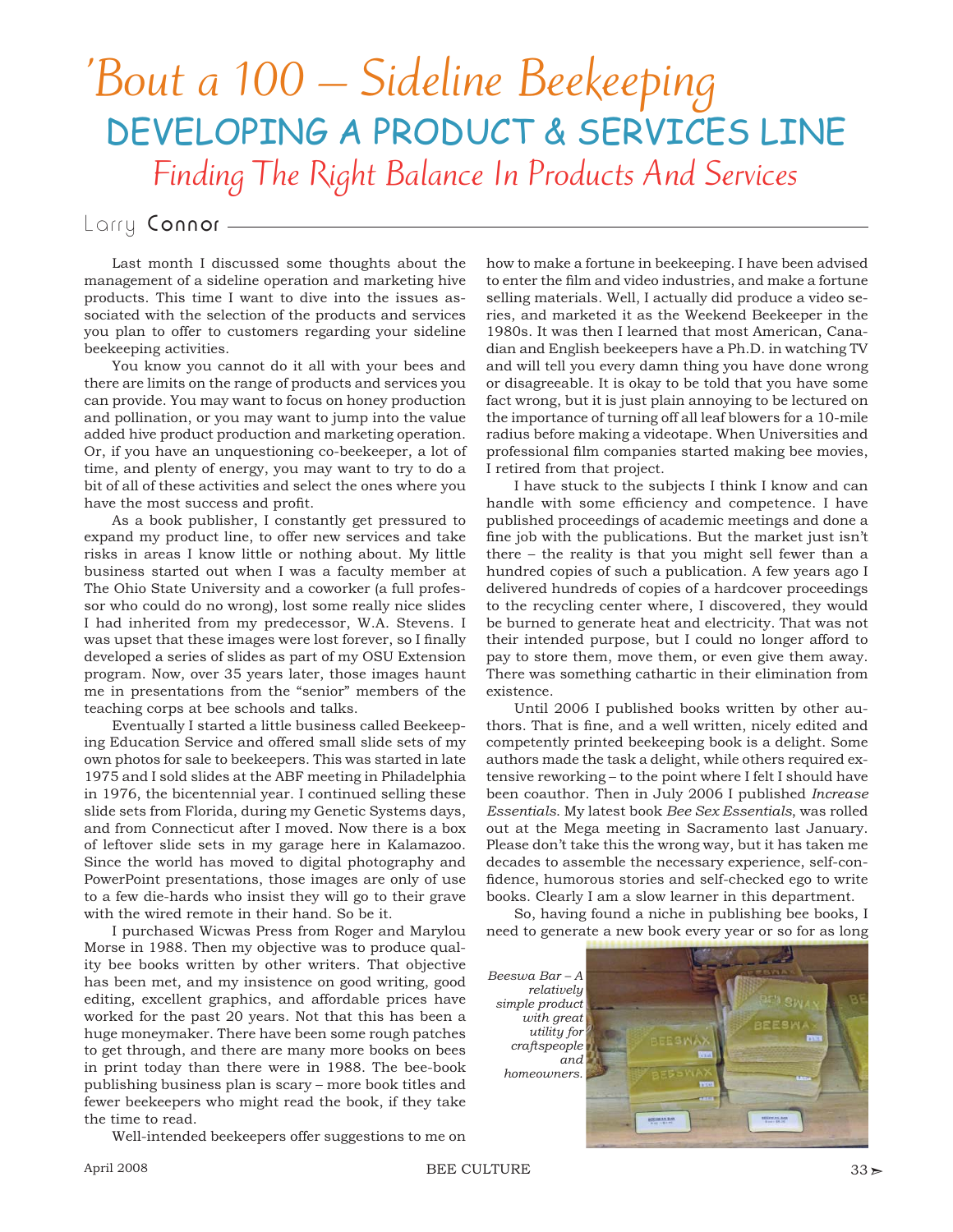# 'Bout a 100 – Sideline Beekeeping

## DEVELOPING A PRODUCT & SERVICES LINE

### *Finding The Right Balance In Products And Services*

Larry **Connor**

Last month I discussed some thoughts about the management of a sideline operation and marketing hive products. This time I want to dive into the issues associated with the selection of the products and services you plan to offer to customers regarding your sideline beekeeping activities.

You know you cannot do it all with your bees and there are limits on the range of products and services you can provide. You may want to focus on honey production and pollination, or you may want to jump into the value added hive product production and marketing operation. Or, if you have an unquestioning co-beekeeper, a lot of time, and plenty of energy, you may want to try to do a bit of all of these activities and select the ones where you have the most success and profit.

As a book publisher, I constantly get pressured to expand my product line, to offer new services and take risks in areas I know little or nothing about. My little business started out when I was a faculty member at The Ohio State University and a coworker (a full professor who could do no wrong), lost some really nice slides I had inherited from my predecessor, W.A. Stevens. I was upset that these images were lost forever, so I finally developed a series of slides as part of my OSU Extension program. Now, over 35 years later, those images haunt me in presentations from the "senior" members of the teaching corps at bee schools and talks.

Eventually I started a little business called Beekeeping Education Service and offered small slide sets of my own photos for sale to beekeepers. This was started in late 1975 and I sold slides at the ABF meeting in Philadelphia in 1976, the bicentennial year. I continued selling these slide sets from Florida, during my Genetic Systems days, and from Connecticut after I moved. Now there is a box of leftover slide sets in my garage here in Kalamazoo. Since the world has moved to digital photography and PowerPoint presentations, those images are only of use to a few die-hards who insist they will go to their grave with the wired remote in their hand. So be it.

I purchased Wicwas Press from Roger and Marylou Morse in 1988. Then my objective was to produce quality bee books written by other writers. That objective has been met, and my insistence on good writing, good editing, excellent graphics, and affordable prices have worked for the past 20 years. Not that this has been a huge moneymaker. There have been some rough patches to get through, and there are many more books on bees in print today than there were in 1988. The bee-book publishing business plan is scary – more book titles and fewer beekeepers who might read the book, if they take the time to read.

Well-intended beekeepers offer suggestions to me on how to make a fortune in beekeeping. I have been advised to enter the film and video industries, and make a fortune selling materials. Well, I actually did produce a video series, and marketed it as the Weekend Beekeeper in the 1980s. It was then I learned that most American, Canadian and English beekeepers have a Ph.D. in watching TV and will tell you every damn thing you have done wrong or disagreeable. It is okay to be told that you have some fact wrong, but it is just plain annoying to be lectured on the importance of turning off all leaf blowers for a 10-mile radius before making a videotape. When Universities and professional film companies started making bee movies, I retired from that project.

I have stuck to the subjects I think I know and can handle with some efficiency and competence. I have published proceedings of academic meetings and done a fine job with the publications. But the market just isn't there – the reality is that you might sell fewer than a hundred copies of such a publication. A few years ago I delivered hundreds of copies of a hardcover proceedings to the recycling center where, I discovered, they would be burned to generate heat and electricity. That was not their intended purpose, but I could no longer afford to pay to store them, move them, or even give them away. There was something cathartic in their elimination from existence.

Until 2006 I published books written by other authors. That is fine, and a well written, nicely edited and competently printed beekeeping book is a delight. Some authors made the task a delight, while others required extensive reworking – to the point where I felt I should have been coauthor. Then in July 2006 I published *Increase Essentials*. My latest book *Bee Sex Essentials,* was rolled out at the Mega meeting in Sacramento last January. Please don't take this the wrong way, but it has taken me decades to assemble the necessary experience, self-confidence, humorous stories and self-checked ego to write books. Clearly I am a slow learner in this department.

So, having found a niche in publishing bee books, I need to generate a new book every year or so for as long

*Beeswa Bar – A relatively simple product with great utility for craftspeople and homeowners.*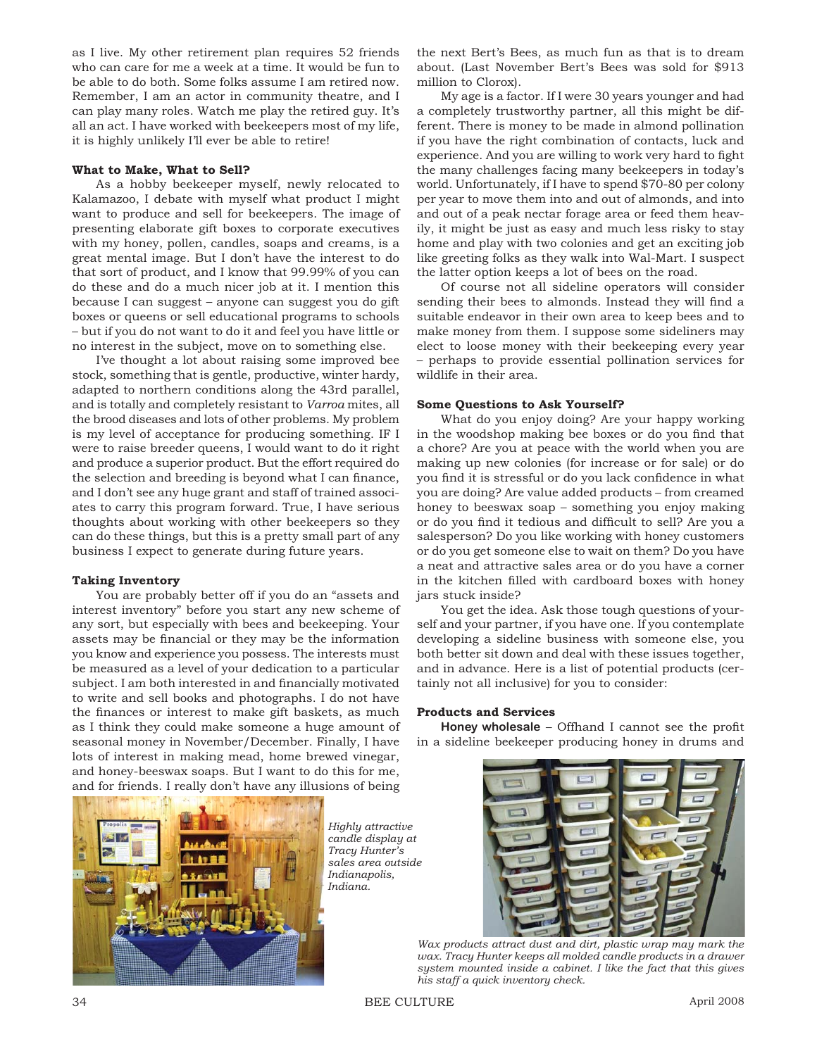as I live. My other retirement plan requires 52 friends who can care for me a week at a time. It would be fun to be able to do both. Some folks assume I am retired now. Remember, I am an actor in community theatre, and I can play many roles. Watch me play the retired guy. It's all an act. I have worked with beekeepers most of my life, it is highly unlikely I'll ever be able to retire!

### What to Make, What to Sell?

As a hobby beekeeper myself, newly relocated to Kalamazoo, I debate with myself what product I might want to produce and sell for beekeepers. The image of presenting elaborate gift boxes to corporate executives with my honey, pollen, candles, soaps and creams, is a great mental image. But I don't have the interest to do that sort of product, and I know that 99.99% of you can do these and do a much nicer job at it. I mention this because I can suggest – anyone can suggest you do gift boxes or queens or sell educational programs to schools – but if you do not want to do it and feel you have little or no interest in the subject, move on to something else.

I've thought a lot about raising some improved bee stock, something that is gentle, productive, winter hardy, adapted to northern conditions along the 43rd parallel, and is totally and completely resistant to *Varroa* mites, all the brood diseases and lots of other problems. My problem is my level of acceptance for producing something. IF I were to raise breeder queens, I would want to do it right and produce a superior product. But the effort required do the selection and breeding is beyond what I can finance, and I don't see any huge grant and staff of trained associates to carry this program forward. True, I have serious thoughts about working with other beekeepers so they can do these things, but this is a pretty small part of any business I expect to generate during future years.

### Taking Inventory

You are probably better off if you do an "assets and interest inventory" before you start any new scheme of any sort, but especially with bees and beekeeping. Your assets may be financial or they may be the information you know and experience you possess. The interests must be measured as a level of your dedication to a particular subject. I am both interested in and financially motivated to write and sell books and photographs. I do not have the finances or interest to make gift baskets, as much as I think they could make someone a huge amount of seasonal money in November/December. Finally, I have lots of interest in making mead, home brewed vinegar, and honey-beeswax soaps. But I want to do this for me, and for friends. I really don't have any illusions of being the next Bert's Bees, as much fun as that is to dream about. (Last November Bert's Bees was sold for $913 million to Clorox).

My age is a factor. If I were 30 years younger and had a completely trustworthy partner, all this might be different. There is money to be made in almond pollination if you have the right combination of contacts, luck and experience. And you are willing to work very hard to fight the many challenges facing many beekeepers in today's world. Unfortunately, if I have to spend $70-80 per colony per year to move them into and out of almonds, and into and out of a peak nectar forage area or feed them heavily, it might be just as easy and much less risky to stay home and play with two colonies and get an exciting job like greeting folks as they walk into Wal-Mart. I suspect the latter option keeps a lot of bees on the road.

Of course not all sideline operators will consider sending their bees to almonds. Instead they will find a suitable endeavor in their own area to keep bees and to make money from them. I suppose some sideliners may elect to loose money with their beekeeping every year – perhaps to provide essential pollination services for wildlife in their area.

### Some Questions to Ask Yourself?

What do you enjoy doing? Are your happy working in the woodshop making bee boxes or do you find that a chore? Are you at peace with the world when you are making up new colonies (for increase or for sale) or do you find it is stressful or do you lack confidence in what you are doing? Are value added products – from creamed honey to beeswax soap – something you enjoy making or do you find it tedious and difficult to sell? Are you a salesperson? Do you like working with honey customers or do you get someone else to wait on them? Do you have a neat and attractive sales area or do you have a corner in the kitchen filled with cardboard boxes with honey jars stuck inside?

You get the idea. Ask those tough questions of yourself and your partner, if you have one. If you contemplate developing a sideline business with someone else, you both better sit down and deal with these issues together, and in advance. Here is a list of potential products (certainly not all inclusive) for you to consider:

### Products and Services

**Honey wholesale** – Offhand I cannot see the profit in a sideline beekeeper producing honey in drums and

*Highly attractive candle display at Tracy Hunter's sales area outside Indianapolis, Indiana.*

*Wax products attract dust and dirt, plastic wrap may mark the wax. Tracy Hunter keeps all molded candle products in a drawer system mounted inside a cabinet. I like the fact that this gives his staff a quick inventory check.*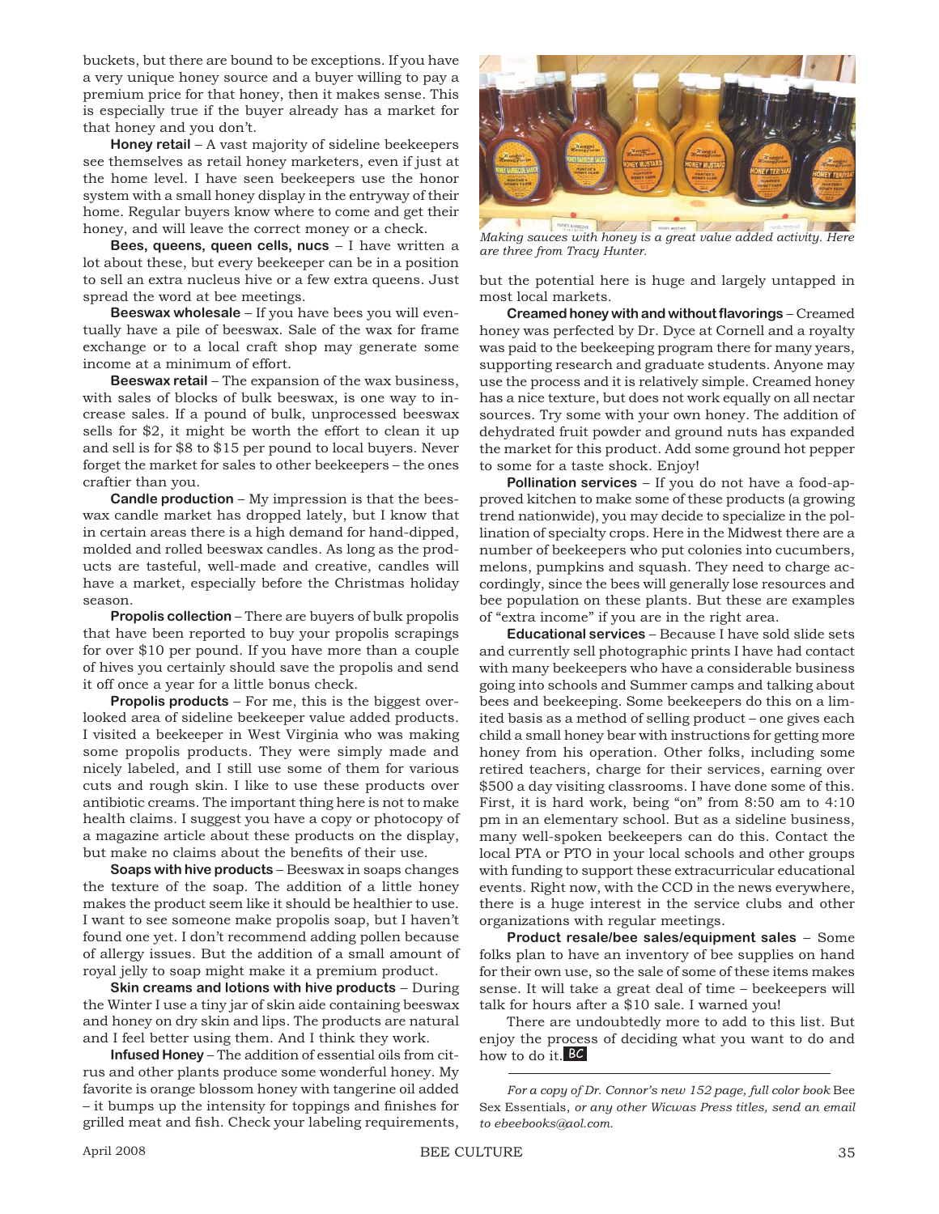buckets, but there are bound to be exceptions. If you have a very unique honey source and a buyer willing to pay a premium price for that honey, then it makes sense. This is especially true if the buyer already has a market for that honey and you don't.

**Honey retail** – A vast majority of sideline beekeepers see themselves as retail honey marketers, even if just at the home level. I have seen beekeepers use the honor system with a small honey display in the entryway of their home. Regular buyers know where to come and get their honey, and will leave the correct money or a check.

**Bees, queens, queen cells, nucs** – I have written a lot about these, but every beekeeper can be in a position to sell an extra nucleus hive or a few extra queens. Just spread the word at bee meetings.

**Beeswax wholesale** – If you have bees you will eventually have a pile of beeswax. Sale of the wax for frame exchange or to a local craft shop may generate some income at a minimum of effort.

**Beeswax retail** – The expansion of the wax business, with sales of blocks of bulk beeswax, is one way to increase sales. If a pound of bulk, unprocessed beeswax sells for $2, it might be worth the effort to clean it up and sell is for $8 to $15 per pound to local buyers. Never forget the market for sales to other beekeepers – the ones craftier than you.

**Candle production** – My impression is that the beeswax candle market has dropped lately, but I know that in certain areas there is a high demand for hand-dipped, molded and rolled beeswax candles. As long as the products are tasteful, well-made and creative, candles will have a market, especially before the Christmas holiday season.

**Propolis collection** – There are buyers of bulk propolis that have been reported to buy your propolis scrapings for over $10 per pound. If you have more than a couple of hives you certainly should save the propolis and send it off once a year for a little bonus check.

**Propolis products** – For me, this is the biggest overlooked area of sideline beekeeper value added products. I visited a beekeeper in West Virginia who was making some propolis products. They were simply made and nicely labeled, and I still use some of them for various cuts and rough skin. I like to use these products over antibiotic creams. The important thing here is not to make health claims. I suggest you have a copy or photocopy of a magazine article about these products on the display, but make no claims about the benefits of their use.

**Soaps with hive products** – Beeswax in soaps changes the texture of the soap. The addition of a little honey makes the product seem like it should be healthier to use. I want to see someone make propolis soap, but I haven't found one yet. I don't recommend adding pollen because of allergy issues. But the addition of a small amount of royal jelly to soap might make it a premium product.

**Skin creams and lotions with hive products** – During the Winter I use a tiny jar of skin aide containing beeswax and honey on dry skin and lips. The products are natural and I feel better using them. And I think they work.

**Infused Honey** – The addition of essential oils from citrus and other plants produce some wonderful honey. My favorite is orange blossom honey with tangerine oil added – it bumps up the intensity for toppings and finishes for grilled meat and fish. Check your labeling requirements, but the potential here is huge and largely untapped in most local markets.

*Making sauces with honey is a great value added activity. Here are three from Tracy Hunter.*

**Creamed honey with and without flavorings** – Creamed honey was perfected by Dr. Dyce at Cornell and a royalty was paid to the beekeeping program there for many years, supporting research and graduate students. Anyone may use the process and it is relatively simple. Creamed honey has a nice texture, but does not work equally on all nectar sources. Try some with your own honey. The addition of dehydrated fruit powder and ground nuts has expanded the market for this product. Add some ground hot pepper to some for a taste shock. Enjoy!

**Pollination services** – If you do not have a food-approved kitchen to make some of these products (a growing trend nationwide), you may decide to specialize in the pollination of specialty crops. Here in the Midwest there are a number of beekeepers who put colonies into cucumbers, melons, pumpkins and squash. They need to charge accordingly, since the bees will generally lose resources and bee population on these plants. But these are examples of "extra income" if you are in the right area.

**Educational services** – Because I have sold slide sets and currently sell photographic prints I have had contact with many beekeepers who have a considerable business going into schools and Summer camps and talking about bees and beekeeping. Some beekeepers do this on a limited basis as a method of selling product – one gives each child a small honey bear with instructions for getting more honey from his operation. Other folks, including some retired teachers, charge for their services, earning over $500 a day visiting classrooms. I have done some of this. First, it is hard work, being "on" from 8:50 am to 4:10 pm in an elementary school. But as a sideline business, many well-spoken beekeepers can do this. Contact the local PTA or PTO in your local schools and other groups with funding to support these extracurricular educational events. Right now, with the CCD in the news everywhere, there is a huge interest in the service clubs and other organizations with regular meetings.

**Product resale/bee sales/equipment sales** – Some folks plan to have an inventory of bee supplies on hand for their own use, so the sale of some of these items makes sense. It will take a great deal of time – beekeepers will talk for hours after a $10 sale. I warned you!

There are undoubtedly more to add to this list. But enjoy the process of deciding what you want to do and how to do it. BC

---

*For a copy of Dr. Connor's new 152 page, full color book* Bee Sex Essentials, *or any other Wicwas Press titles, send an email to ebeebooks@aol.com.*